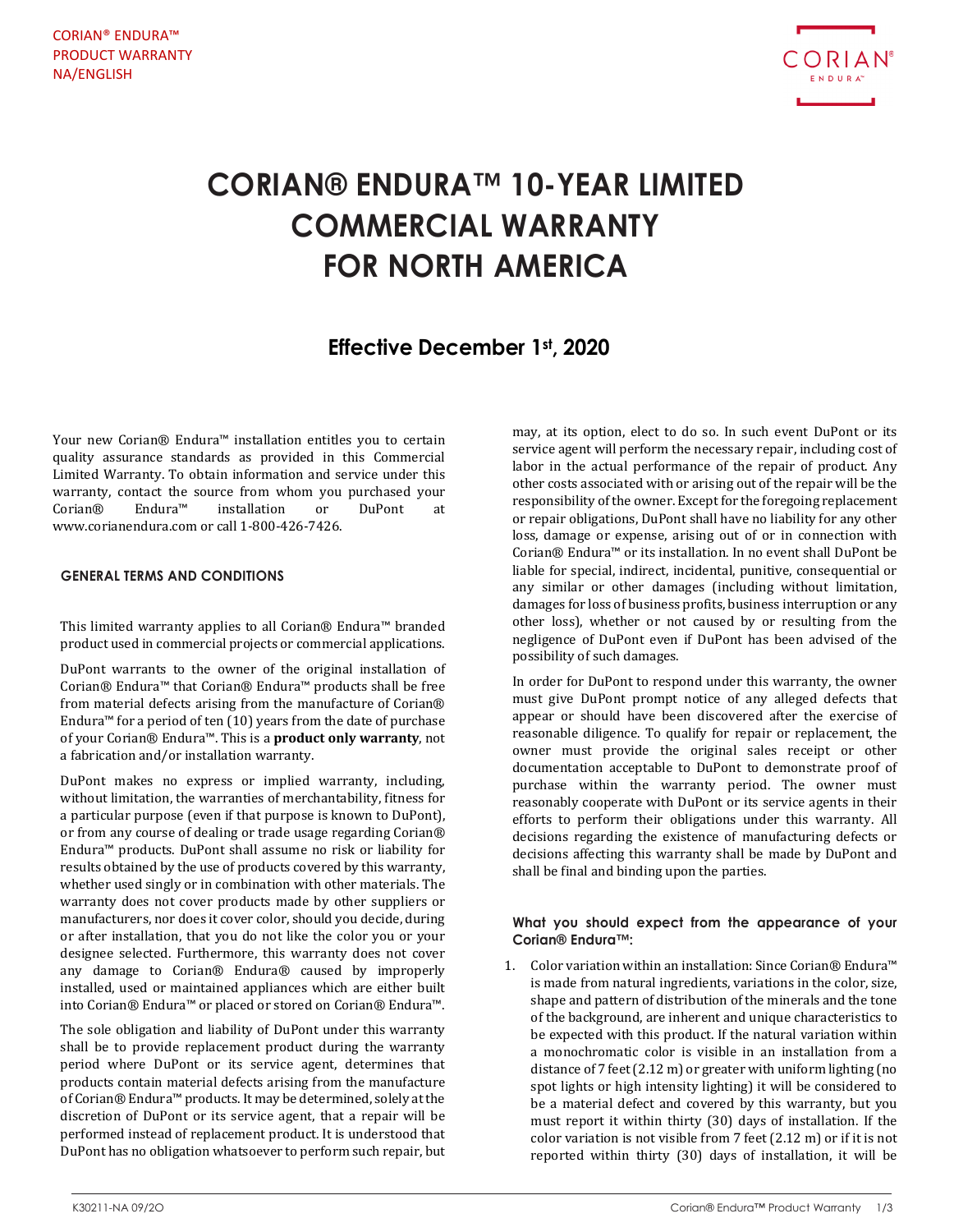CORIAN® ENDURA™
PRODUCT WARRANTY
NA/ENGLISH

# CORIAN® ENDURA™ 10-YEAR LIMITED COMMERCIAL WARRANTY FOR NORTH AMERICA

## Effective December 1st, 2020

Your new Corian® Endura™ installation entitles you to certain quality assurance standards as provided in this Commercial Limited Warranty. To obtain information and service under this warranty, contact the source from whom you purchased your Corian® Endura™ installation or DuPont at www.corianendura.com or call 1-800-426-7426.

### GENERAL TERMS AND CONDITIONS

This limited warranty applies to all Corian® Endura™ branded product used in commercial projects or commercial applications.

DuPont warrants to the owner of the original installation of Corian® Endura™ that Corian® Endura™ products shall be free from material defects arising from the manufacture of Corian® Endura™ for a period of ten (10) years from the date of purchase of your Corian® Endura™. This is a **product only warranty**, not a fabrication and/or installation warranty.

DuPont makes no express or implied warranty, including, without limitation, the warranties of merchantability, fitness for a particular purpose (even if that purpose is known to DuPont), or from any course of dealing or trade usage regarding Corian® Endura™ products. DuPont shall assume no risk or liability for results obtained by the use of products covered by this warranty, whether used singly or in combination with other materials. The warranty does not cover products made by other suppliers or manufacturers, nor does it cover color, should you decide, during or after installation, that you do not like the color you or your designee selected. Furthermore, this warranty does not cover any damage to Corian® Endura™ caused by improperly installed, used or maintained appliances which are either built into Corian® Endura™ or placed or stored on Corian® Endura™.

The sole obligation and liability of DuPont under this warranty shall be to provide replacement product during the warranty period where DuPont or its service agent, determines that products contain material defects arising from the manufacture of Corian® Endura™ products. It may be determined, solely at the discretion of DuPont or its service agent, that a repair will be performed instead of replacement product. It is understood that DuPont has no obligation whatsoever to perform such repair, but may, at its option, elect to do so. In such event DuPont or its service agent will perform the necessary repair, including cost of labor in the actual performance of the repair of product. Any other costs associated with or arising out of the repair will be the responsibility of the owner. Except for the foregoing replacement or repair obligations, DuPont shall have no liability for any other loss, damage or expense, arising out of or in connection with Corian® Endura™ or its installation. In no event shall DuPont be liable for special, indirect, incidental, punitive, consequential or any similar or other damages (including without limitation, damages for loss of business profits, business interruption or any other loss), whether or not caused by or resulting from the negligence of DuPont even if DuPont has been advised of the possibility of such damages.

In order for DuPont to respond under this warranty, the owner must give DuPont prompt notice of any alleged defects that appear or should have been discovered after the exercise of reasonable diligence. To qualify for repair or replacement, the owner must provide the original sales receipt or other documentation acceptable to DuPont to demonstrate proof of purchase within the warranty period. The owner must reasonably cooperate with DuPont or its service agents in their efforts to perform their obligations under this warranty. All decisions regarding the existence of manufacturing defects or decisions affecting this warranty shall be made by DuPont and shall be final and binding upon the parties.

### What you should expect from the appearance of your Corian® Endura™:

1. Color variation within an installation: Since Corian® Endura™ is made from natural ingredients, variations in the color, size, shape and pattern of distribution of the minerals and the tone of the background, are inherent and unique characteristics to be expected with this product. If the natural variation within a monochromatic color is visible in an installation from a distance of 7 feet (2.12 m) or greater with uniform lighting (no spot lights or high intensity lighting) it will be considered to be a material defect and covered by this warranty, but you must report it within thirty (30) days of installation. If the color variation is not visible from 7 feet (2.12 m) or if it is not reported within thirty (30) days of installation, it will be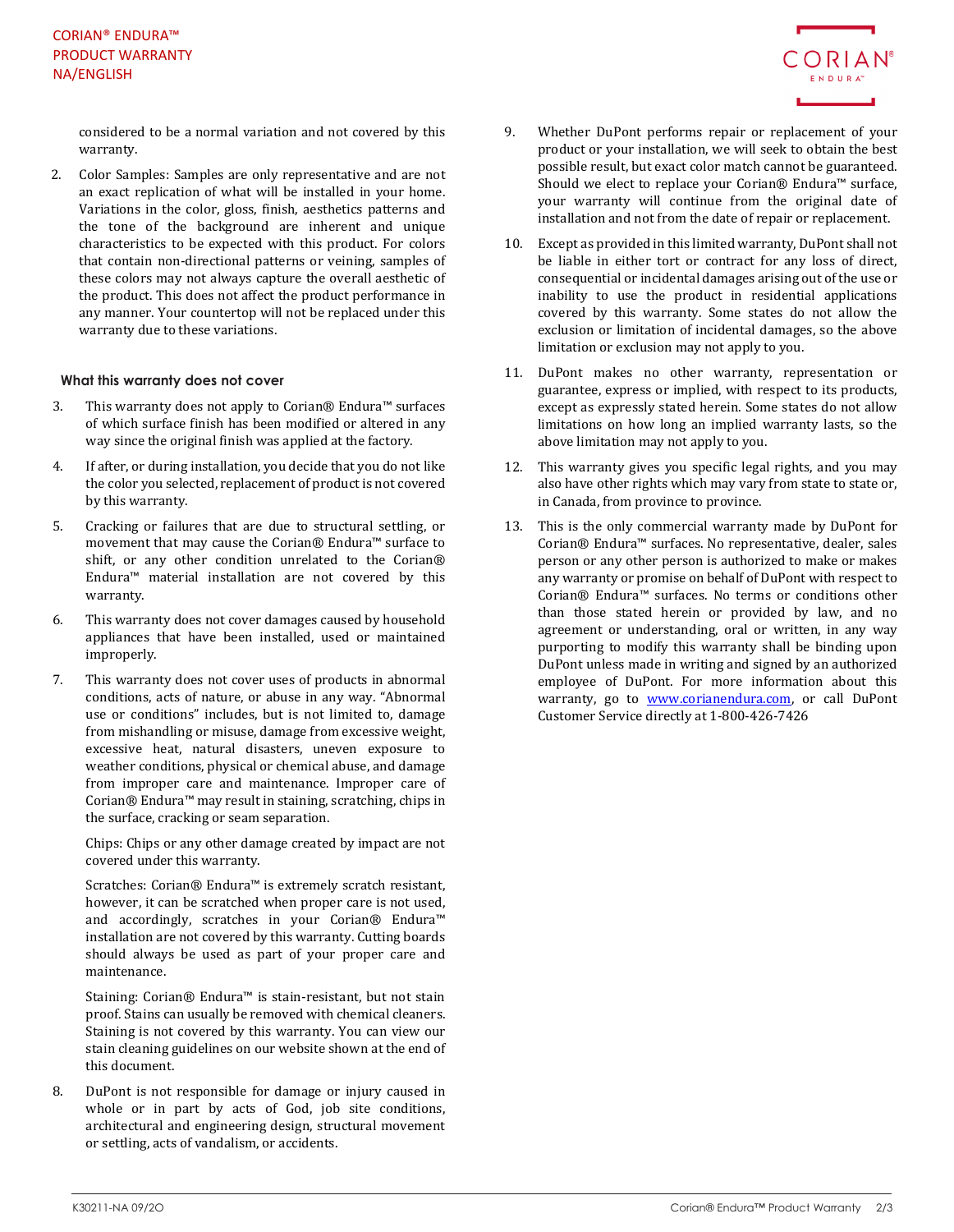considered to be a normal variation and not covered by this warranty.

2. Color Samples: Samples are only representative and are not an exact replication of what will be installed in your home. Variations in the color, gloss, finish, aesthetics patterns and the tone of the background are inherent and unique characteristics to be expected with this product. For colors that contain non-directional patterns or veining, samples of these colors may not always capture the overall aesthetic of the product. This does not affect the product performance in any manner. Your countertop will not be replaced under this warranty due to these variations.

### What this warranty does not cover

3. This warranty does not apply to Corian® Endura™ surfaces of which surface finish has been modified or altered in any way since the original finish was applied at the factory.

4. If after, or during installation, you decide that you do not like the color you selected, replacement of product is not covered by this warranty.

5. Cracking or failures that are due to structural settling, or movement that may cause the Corian® Endura™ surface to shift, or any other condition unrelated to the Corian® Endura™ material installation are not covered by this warranty.

6. This warranty does not cover damages caused by household appliances that have been installed, used or maintained improperly.

7. This warranty does not cover uses of products in abnormal conditions, acts of nature, or abuse in any way. "Abnormal use or conditions" includes, but is not limited to, damage from mishandling or misuse, damage from excessive weight, excessive heat, natural disasters, uneven exposure to weather conditions, physical or chemical abuse, and damage from improper care and maintenance. Improper care of Corian® Endura™ may result in staining, scratching, chips in the surface, cracking or seam separation.

   Chips: Chips or any other damage created by impact are not covered under this warranty.

   Scratches: Corian® Endura™ is extremely scratch resistant, however, it can be scratched when proper care is not used, and accordingly, scratches in your Corian® Endura™ installation are not covered by this warranty. Cutting boards should always be used as part of your proper care and maintenance.

   Staining: Corian® Endura™ is stain-resistant, but not stain proof. Stains can usually be removed with chemical cleaners. Staining is not covered by this warranty. You can view our stain cleaning guidelines on our website shown at the end of this document.

8. DuPont is not responsible for damage or injury caused in whole or in part by acts of God, job site conditions, architectural and engineering design, structural movement or settling, acts of vandalism, or accidents.

9. Whether DuPont performs repair or replacement of your product or your installation, we will seek to obtain the best possible result, but exact color match cannot be guaranteed. Should we elect to replace your Corian® Endura™ surface, your warranty will continue from the original date of installation and not from the date of repair or replacement.

10. Except as provided in this limited warranty, DuPont shall not be liable in either tort or contract for any loss of direct, consequential or incidental damages arising out of the use or inability to use the product in residential applications covered by this warranty. Some states do not allow the exclusion or limitation of incidental damages, so the above limitation or exclusion may not apply to you.

11. DuPont makes no other warranty, representation or guarantee, express or implied, with respect to its products, except as expressly stated herein. Some states do not allow limitations on how long an implied warranty lasts, so the above limitation may not apply to you.

12. This warranty gives you specific legal rights, and you may also have other rights which may vary from state to state or, in Canada, from province to province.

13. This is the only commercial warranty made by DuPont for Corian® Endura™ surfaces. No representative, dealer, sales person or any other person is authorized to make or makes any warranty or promise on behalf of DuPont with respect to Corian® Endura™ surfaces. No terms or conditions other than those stated herein or provided by law, and no agreement or understanding, oral or written, in any way purporting to modify this warranty shall be binding upon DuPont unless made in writing and signed by an authorized employee of DuPont. For more information about this warranty, go to www.corianendura.com, or call DuPont Customer Service directly at 1-800-426-7426